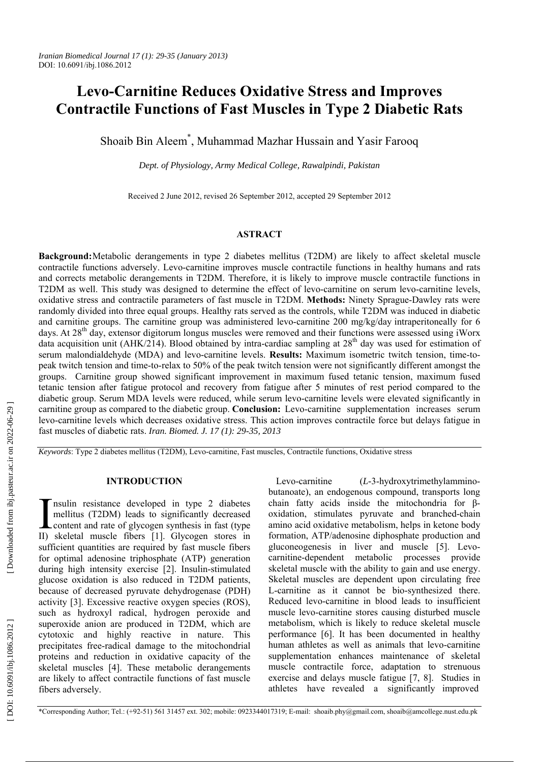# Levo-Carnitine Reduces Oxidative Stress and Improves Contractile Functions of Fast Muscles in Type 2 Diabetic Rats

Shoaib Bin Aleem*, Muhammad Mazhar Hussain and Yasir Farooq

*Dept. of Physiology, Army Medical College, Rawalpindi, Pakistan*

Received 2 June 2012, revised 26 September 2012, accepted 29 September 2012

## ASTRACT

**Background:** Metabolic derangements in type 2 diabetes mellitus (T2DM) are likely to affect skeletal muscle contractile functions adversely. Levo-carnitine improves muscle contractile functions in healthy humans and rats and corrects metabolic derangements in T2DM. Therefore, it is likely to improve muscle contractile functions in T2DM as well. This study was designed to determine the effect of levo-carnitine on serum levo-carnitine levels, oxidative stress and contractile parameters of fast muscle in T2DM. **Methods:** Ninety Sprague-Dawley rats were randomly divided into three equal groups. Healthy rats served as the controls, while T2DM was induced in diabetic and carnitine groups. The carnitine group was administered levo-carnitine 200 mg/kg/day intraperitoneally for 6 days. At 28th day, extensor digitorum longus muscles were removed and their functions were assessed using iWorx data acquisition unit (AHK/214). Blood obtained by intra-cardiac sampling at 28th day was used for estimation of serum malondialdehyde (MDA) and levo-carnitine levels. **Results:** Maximum isometric twitch tension, time-to-peak twitch tension and time-to-relax to 50% of the peak twitch tension were not significantly different amongst the groups. Carnitine group showed significant improvement in maximum fused tetanic tension, maximum fused tetanic tension after fatigue protocol and recovery from fatigue after 5 minutes of rest period compared to the diabetic group. Serum MDA levels were reduced, while serum levo-carnitine levels were elevated significantly in carnitine group as compared to the diabetic group. **Conclusion:** Levo-carnitine supplementation increases serum levo-carnitine levels which decreases oxidative stress. This action improves contractile force but delays fatigue in fast muscles of diabetic rats. *Iran. Biomed. J. 17 (1): 29-35, 2013*

*Keywords*: Type 2 diabetes mellitus (T2DM), Levo-carnitine, Fast muscles, Contractile functions, Oxidative stress

## INTRODUCTION

Insulin resistance developed in type 2 diabetes mellitus (T2DM) leads to significantly decreased content and rate of glycogen synthesis in fast (type II) skeletal muscle fibers [1]. Glycogen stores in sufficient quantities are required by fast muscle fibers for optimal adenosine triphosphate (ATP) generation during high intensity exercise [2]. Insulin-stimulated glucose oxidation is also reduced in T2DM patients, because of decreased pyruvate dehydrogenase (PDH) activity [3]. Excessive reactive oxygen species (ROS), such as hydroxyl radical, hydrogen peroxide and superoxide anion are produced in T2DM, which are cytotoxic and highly reactive in nature. This precipitates free-radical damage to the mitochondrial proteins and reduction in oxidative capacity of the skeletal muscles [4]. These metabolic derangements are likely to affect contractile functions of fast muscle fibers adversely.

Levo-carnitine (*L*-3-hydroxytrimethylammino-butanoate), an endogenous compound, transports long chain fatty acids inside the mitochondria for β-oxidation, stimulates pyruvate and branched-chain amino acid oxidative metabolism, helps in ketone body formation, ATP/adenosine diphosphate production and gluconeogenesis in liver and muscle [5]. Levo-carnitine-dependent metabolic processes provide skeletal muscle with the ability to gain and use energy. Skeletal muscles are dependent upon circulating free L-carnitine as it cannot be bio-synthesized there. Reduced levo-carnitine in blood leads to insufficient muscle levo-carnitine stores causing disturbed muscle metabolism, which is likely to reduce skeletal muscle performance [6]. It has been documented in healthy human athletes as well as animals that levo-carnitine supplementation enhances maintenance of skeletal muscle contractile force, adaptation to strenuous exercise and delays muscle fatigue [7, 8]. Studies in athletes have revealed a significantly improved

*Corresponding Author; Tel.: (+92-51) 561 31457 ext. 302; mobile: 0923344017319; E-mail: shoaib.phy@gmail.com, shoaib@amcollege.nust.edu.pk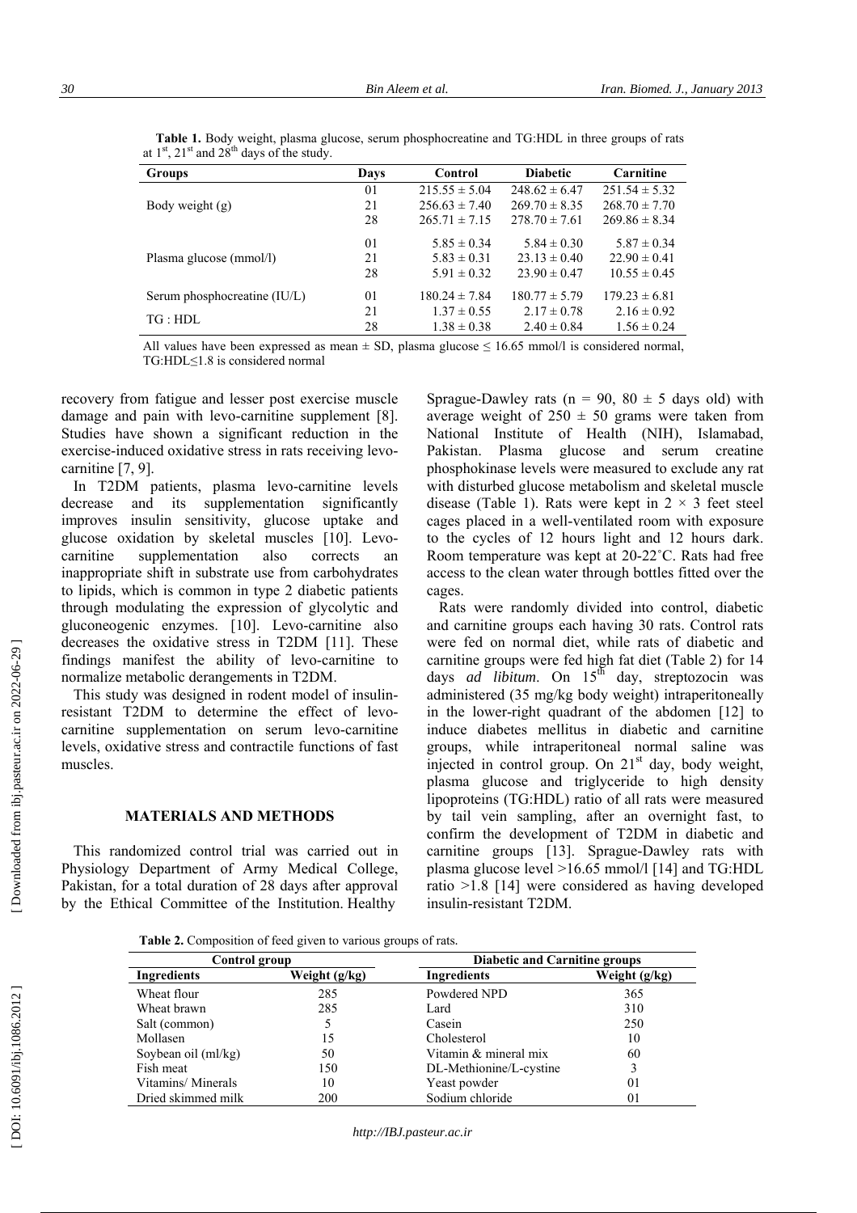**Table 1.** Body weight, plasma glucose, serum phosphocreatine and TG:HDL in three groups of rats at 1[st], 21[st] and 28[th] days of the study.

| Groups | Days | Control | Diabetic | Carnitine |
|---|---|---|---|---|
| Body weight (g) | 01 | 215.55 ± 5.04 | 248.62 ± 6.47 | 251.54 ± 5.32 |
| | 21 | 256.63 ± 7.40 | 269.70 ± 8.35 | 268.70 ± 7.70 |
| | 28 | 265.71 ± 7.15 | 278.70 ± 7.61 | 269.86 ± 8.34 |
| Plasma glucose (mmol/l) | 01 | 5.85 ± 0.34 | 5.84 ± 0.30 | 5.87 ± 0.34 |
| | 21 | 5.83 ± 0.31 | 23.13 ± 0.40 | 22.90 ± 0.41 |
| | 28 | 5.91 ± 0.32 | 23.90 ± 0.47 | 10.55 ± 0.45 |
| Serum phosphocreatine (IU/L) | 01 | 180.24 ± 7.84 | 180.77 ± 5.79 | 179.23 ± 6.81 |
| TG : HDL | 21 | 1.37 ± 0.55 | 2.17 ± 0.78 | 2.16 ± 0.92 |
| | 28 | 1.38 ± 0.38 | 2.40 ± 0.84 | 1.56 ± 0.24 |

All values have been expressed as mean ± SD, plasma glucose ≤ 16.65 mmol/l is considered normal, TG:HDL≤1.8 is considered normal

recovery from fatigue and lesser post exercise muscle damage and pain with levo-carnitine supplement [8]. Studies have shown a significant reduction in the exercise-induced oxidative stress in rats receiving levo-carnitine [7, 9].

In T2DM patients, plasma levo-carnitine levels decrease and its supplementation significantly improves insulin sensitivity, glucose uptake and glucose oxidation by skeletal muscles [10]. Levo-carnitine supplementation also corrects an inappropriate shift in substrate use from carbohydrates to lipids, which is common in type 2 diabetic patients through modulating the expression of glycolytic and gluconeogenic enzymes. [10]. Levo-carnitine also decreases the oxidative stress in T2DM [11]. These findings manifest the ability of levo-carnitine to normalize metabolic derangements in T2DM.

This study was designed in rodent model of insulin-resistant T2DM to determine the effect of levo-carnitine supplementation on serum levo-carnitine levels, oxidative stress and contractile functions of fast muscles.

## MATERIALS AND METHODS

This randomized control trial was carried out in Physiology Department of Army Medical College, Pakistan, for a total duration of 28 days after approval by the Ethical Committee of the Institution. Healthy Sprague-Dawley rats (n = 90, 80 ± 5 days old) with average weight of 250 ± 50 grams were taken from National Institute of Health (NIH), Islamabad, Pakistan. Plasma glucose and serum creatine phosphokinase levels were measured to exclude any rat with disturbed glucose metabolism and skeletal muscle disease (Table 1). Rats were kept in 2 × 3 feet steel cages placed in a well-ventilated room with exposure to the cycles of 12 hours light and 12 hours dark. Room temperature was kept at 20-22˚C. Rats had free access to the clean water through bottles fitted over the cages.

Rats were randomly divided into control, diabetic and carnitine groups each having 30 rats. Control rats were fed on normal diet, while rats of diabetic and carnitine groups were fed high fat diet (Table 2) for 14 days *ad libitum*. On 15[th] day, streptozocin was administered (35 mg/kg body weight) intraperitoneally in the lower-right quadrant of the abdomen [12] to induce diabetes mellitus in diabetic and carnitine groups, while intraperitoneal normal saline was injected in control group. On 21[st] day, body weight, plasma glucose and triglyceride to high density lipoproteins (TG:HDL) ratio of all rats were measured by tail vein sampling, after an overnight fast, to confirm the development of T2DM in diabetic and carnitine groups [13]. Sprague-Dawley rats with plasma glucose level >16.65 mmol/l [14] and TG:HDL ratio >1.8 [14] were considered as having developed insulin-resistant T2DM.

**Table 2.** Composition of feed given to various groups of rats.

| Control group | | Diabetic and Carnitine groups | |
|---|---|---|---|
| **Ingredients** | **Weight (g/kg)** | **Ingredients** | **Weight (g/kg)** |
| Wheat flour | 285 | Powdered NPD | 365 |
| Wheat brawn | 285 | Lard | 310 |
| Salt (common) | 5 | Casein | 250 |
| Mollasen | 15 | Cholesterol | 10 |
| Soybean oil (ml/kg) | 50 | Vitamin & mineral mix | 60 |
| Fish meat | 150 | DL-Methionine/L-cystine | 3 |
| Vitamins/ Minerals | 10 | Yeast powder | 01 |
| Dried skimmed milk | 200 | Sodium chloride | 01 |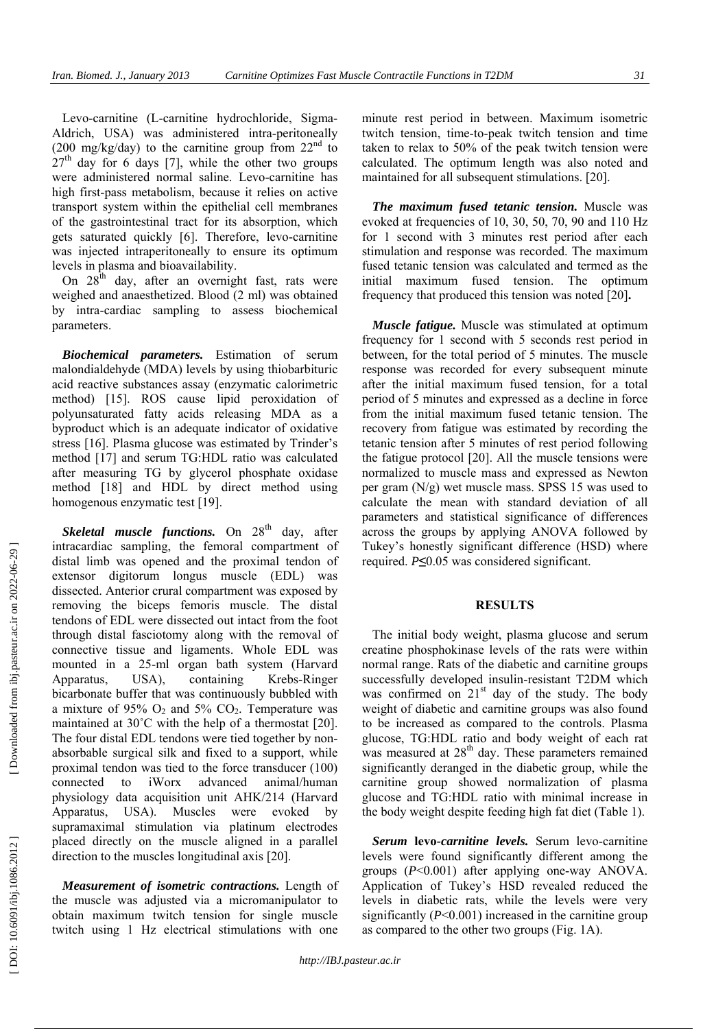Levo-carnitine (L-carnitine hydrochloride, Sigma-Aldrich, USA) was administered intra-peritoneally (200 mg/kg/day) to the carnitine group from 22nd to 27th day for 6 days [7], while the other two groups were administered normal saline. Levo-carnitine has high first-pass metabolism, because it relies on active transport system within the epithelial cell membranes of the gastrointestinal tract for its absorption, which gets saturated quickly [6]. Therefore, levo-carnitine was injected intraperitoneally to ensure its optimum levels in plasma and bioavailability.

On 28th day, after an overnight fast, rats were weighed and anaesthetized. Blood (2 ml) was obtained by intra-cardiac sampling to assess biochemical parameters.

***Biochemical parameters.*** Estimation of serum malondialdehyde (MDA) levels by using thiobarbituric acid reactive substances assay (enzymatic calorimetric method) [15]. ROS cause lipid peroxidation of polyunsaturated fatty acids releasing MDA as a byproduct which is an adequate indicator of oxidative stress [16]. Plasma glucose was estimated by Trinder's method [17] and serum TG:HDL ratio was calculated after measuring TG by glycerol phosphate oxidase method [18] and HDL by direct method using homogenous enzymatic test [19].

***Skeletal muscle functions.*** On 28th day, after intracardiac sampling, the femoral compartment of distal limb was opened and the proximal tendon of extensor digitorum longus muscle (EDL) was dissected. Anterior crural compartment was exposed by removing the biceps femoris muscle. The distal tendons of EDL were dissected out intact from the foot through distal fasciotomy along with the removal of connective tissue and ligaments. Whole EDL was mounted in a 25-ml organ bath system (Harvard Apparatus, USA), containing Krebs-Ringer bicarbonate buffer that was continuously bubbled with a mixture of 95% $O_2$ and 5% $CO_2$. Temperature was maintained at 30˚C with the help of a thermostat [20]. The four distal EDL tendons were tied together by non-absorbable surgical silk and fixed to a support, while proximal tendon was tied to the force transducer (100) connected to iWorx advanced animal/human physiology data acquisition unit AHK/214 (Harvard Apparatus, USA). Muscles were evoked by supramaximal stimulation via platinum electrodes placed directly on the muscle aligned in a parallel direction to the muscles longitudinal axis [20].

***Measurement of isometric contractions.*** Length of the muscle was adjusted via a micromanipulator to obtain maximum twitch tension for single muscle twitch using 1 Hz electrical stimulations with one minute rest period in between. Maximum isometric twitch tension, time-to-peak twitch tension and time taken to relax to 50% of the peak twitch tension were calculated. The optimum length was also noted and maintained for all subsequent stimulations. [20].

***The maximum fused tetanic tension.*** Muscle was evoked at frequencies of 10, 30, 50, 70, 90 and 110 Hz for 1 second with 3 minutes rest period after each stimulation and response was recorded. The maximum fused tetanic tension was calculated and termed as the initial maximum fused tension. The optimum frequency that produced this tension was noted [20].

***Muscle fatigue.*** Muscle was stimulated at optimum frequency for 1 second with 5 seconds rest period in between, for the total period of 5 minutes. The muscle response was recorded for every subsequent minute after the initial maximum fused tension, for a total period of 5 minutes and expressed as a decline in force from the initial maximum fused tetanic tension. The recovery from fatigue was estimated by recording the tetanic tension after 5 minutes of rest period following the fatigue protocol [20]. All the muscle tensions were normalized to muscle mass and expressed as Newton per gram (N/g) wet muscle mass. SPSS 15 was used to calculate the mean with standard deviation of all parameters and statistical significance of differences across the groups by applying ANOVA followed by Tukey's honestly significant difference (HSD) where required. $P \leq 0.05$ was considered significant.

## RESULTS

The initial body weight, plasma glucose and serum creatine phosphokinase levels of the rats were within normal range. Rats of the diabetic and carnitine groups successfully developed insulin-resistant T2DM which was confirmed on 21st day of the study. The body weight of diabetic and carnitine groups was also found to be increased as compared to the controls. Plasma glucose, TG:HDL ratio and body weight of each rat was measured at 28th day. These parameters remained significantly deranged in the diabetic group, while the carnitine group showed normalization of plasma glucose and TG:HDL ratio with minimal increase in the body weight despite feeding high fat diet (Table 1).

***Serum* levo*-carnitine levels.*** Serum levo-carnitine levels were found significantly different among the groups ($P<0.001$) after applying one-way ANOVA. Application of Tukey's HSD revealed reduced the levels in diabetic rats, while the levels were very significantly ($P<0.001$) increased in the carnitine group as compared to the other two groups (Fig. 1A).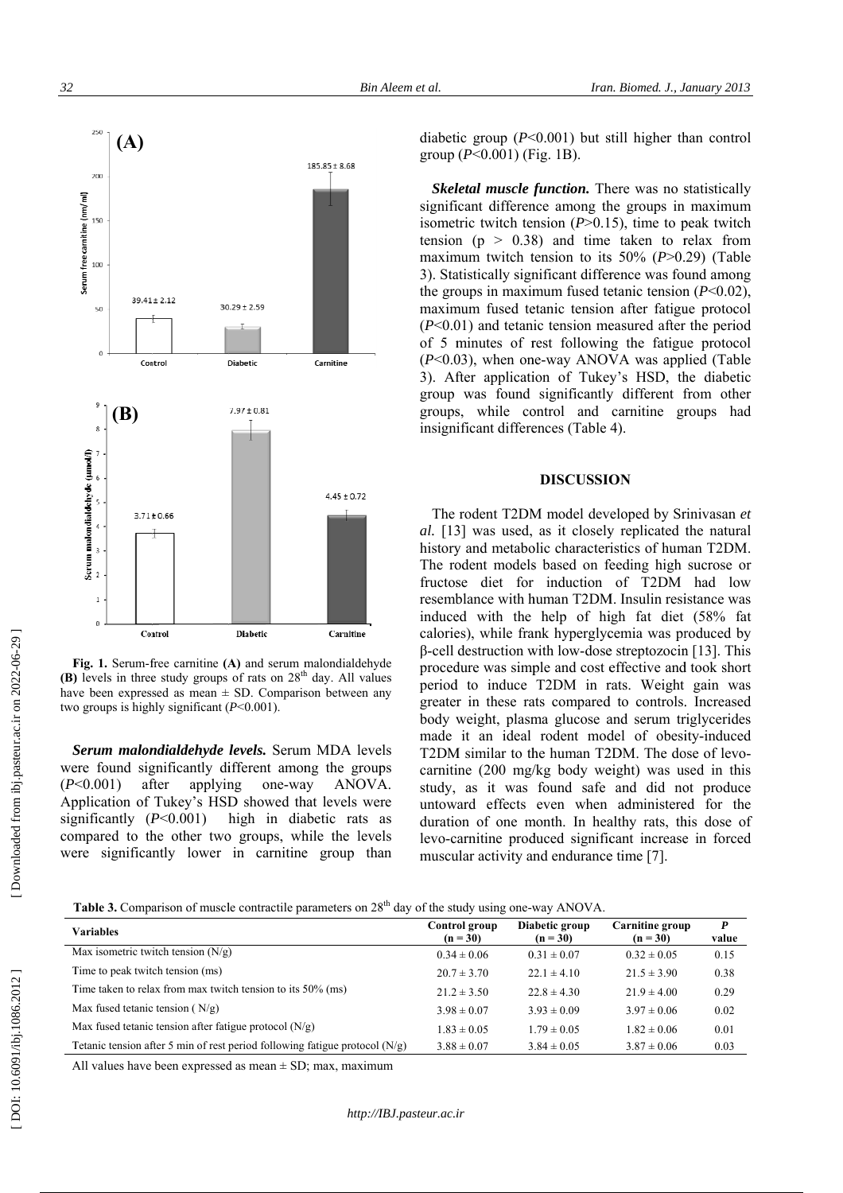Fig. 1. Serum-free carnitine **(A)** and serum malondialdehyde **(B)** levels in three study groups of rats on 28th day. All values have been expressed as mean ± SD. Comparison between any two groups is highly significant ($P$<0.001).

***Serum malondialdehyde levels.*** Serum MDA levels were found significantly different among the groups ($P$<0.001) after applying one-way ANOVA. Application of Tukey's HSD showed that levels were significantly ($P$<0.001) high in diabetic rats as compared to the other two groups, while the levels were significantly lower in carnitine group than diabetic group ($P$<0.001) but still higher than control group ($P$<0.001) (Fig. 1B).

***Skeletal muscle function.*** There was no statistically significant difference among the groups in maximum isometric twitch tension ($P$>0.15), time to peak twitch tension ($p$ > 0.38) and time taken to relax from maximum twitch tension to its 50% ($P$>0.29) (Table 3). Statistically significant difference was found among the groups in maximum fused tetanic tension ($P$<0.02), maximum fused tetanic tension after fatigue protocol ($P$<0.01) and tetanic tension measured after the period of 5 minutes of rest following the fatigue protocol ($P$<0.03), when one-way ANOVA was applied (Table 3). After application of Tukey's HSD, the diabetic group was found significantly different from other groups, while control and carnitine groups had insignificant differences (Table 4).

## DISCUSSION

The rodent T2DM model developed by Srinivasan *et al.* [13] was used, as it closely replicated the natural history and metabolic characteristics of human T2DM. The rodent models based on feeding high sucrose or fructose diet for induction of T2DM had low resemblance with human T2DM. Insulin resistance was induced with the help of high fat diet (58% fat calories), while frank hyperglycemia was produced by β-cell destruction with low-dose streptozocin [13]. This procedure was simple and cost effective and took short period to induce T2DM in rats. Weight gain was greater in these rats compared to controls. Increased body weight, plasma glucose and serum triglycerides made it an ideal rodent model of obesity-induced T2DM similar to the human T2DM. The dose of levo-carnitine (200 mg/kg body weight) was used in this study, as it was found safe and did not produce untoward effects even when administered for the duration of one month. In healthy rats, this dose of levo-carnitine produced significant increase in forced muscular activity and endurance time [7].

**Table 3.** Comparison of muscle contractile parameters on 28th day of the study using one-way ANOVA.

| Variables | Control group (n = 30) | Diabetic group (n = 30) | Carnitine group (n = 30) | P value |
|---|---|---|---|---|
| Max isometric twitch tension (N/g) | 0.34 ± 0.06 | 0.31 ± 0.07 | 0.32 ± 0.05 | 0.15 |
| Time to peak twitch tension (ms) | 20.7 ± 3.70 | 22.1 ± 4.10 | 21.5 ± 3.90 | 0.38 |
| Time taken to relax from max twitch tension to its 50% (ms) | 21.2 ± 3.50 | 22.8 ± 4.30 | 21.9 ± 4.00 | 0.29 |
| Max fused tetanic tension ( N/g) | 3.98 ± 0.07 | 3.93 ± 0.09 | 3.97 ± 0.06 | 0.02 |
| Max fused tetanic tension after fatigue protocol (N/g) | 1.83 ± 0.05 | 1.79 ± 0.05 | 1.82 ± 0.06 | 0.01 |
| Tetanic tension after 5 min of rest period following fatigue protocol (N/g) | 3.88 ± 0.07 | 3.84 ± 0.05 | 3.87 ± 0.06 | 0.03 |

All values have been expressed as mean ± SD; max, maximum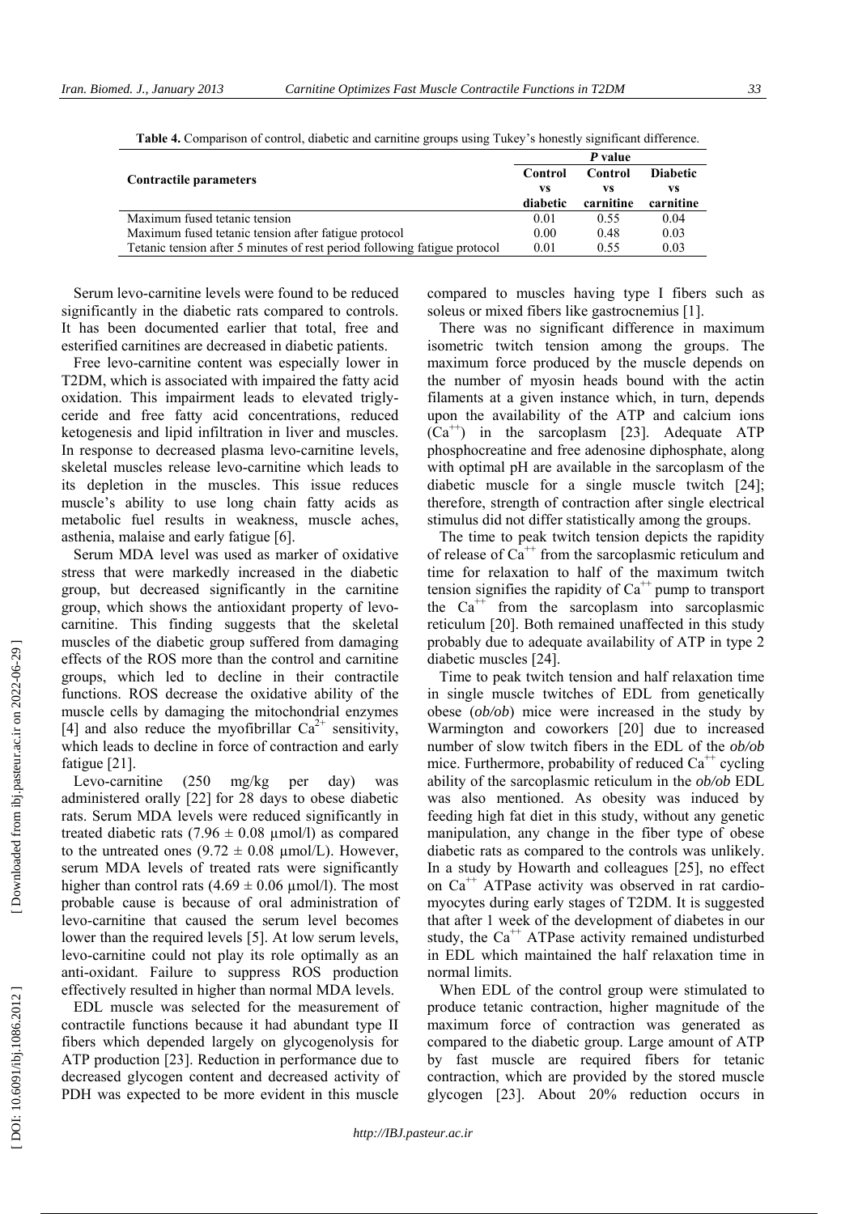**Table 4.** Comparison of control, diabetic and carnitine groups using Tukey's honestly significant difference.

| Contractile parameters | *P* value | | |
|---|---|---|---|
| | Control vs diabetic | Control vs carnitine | Diabetic vs carnitine |
| Maximum fused tetanic tension | 0.01 | 0.55 | 0.04 |
| Maximum fused tetanic tension after fatigue protocol | 0.00 | 0.48 | 0.03 |
| Tetanic tension after 5 minutes of rest period following fatigue protocol | 0.01 | 0.55 | 0.03 |

Serum levo-carnitine levels were found to be reduced significantly in the diabetic rats compared to controls. It has been documented earlier that total, free and esterified carnitines are decreased in diabetic patients.

Free levo-carnitine content was especially lower in T2DM, which is associated with impaired the fatty acid oxidation. This impairment leads to elevated triglyceride and free fatty acid concentrations, reduced ketogenesis and lipid infiltration in liver and muscles. In response to decreased plasma levo-carnitine levels, skeletal muscles release levo-carnitine which leads to its depletion in the muscles. This issue reduces muscle's ability to use long chain fatty acids as metabolic fuel results in weakness, muscle aches, asthenia, malaise and early fatigue [6].

Serum MDA level was used as marker of oxidative stress that were markedly increased in the diabetic group, but decreased significantly in the carnitine group, which shows the antioxidant property of levo-carnitine. This finding suggests that the skeletal muscles of the diabetic group suffered from damaging effects of the ROS more than the control and carnitine groups, which led to decline in their contractile functions. ROS decrease the oxidative ability of the muscle cells by damaging the mitochondrial enzymes [4] and also reduce the myofibrillar $Ca^{2+}$ sensitivity, which leads to decline in force of contraction and early fatigue [21].

Levo-carnitine (250 mg/kg per day) was administered orally [22] for 28 days to obese diabetic rats. Serum MDA levels were reduced significantly in treated diabetic rats ($7.96 \pm 0.08$ µmol/l) as compared to the untreated ones ($9.72 \pm 0.08$ µmol/L). However, serum MDA levels of treated rats were significantly higher than control rats ($4.69 \pm 0.06$ µmol/l). The most probable cause is because of oral administration of levo-carnitine that caused the serum level becomes lower than the required levels [5]. At low serum levels, levo-carnitine could not play its role optimally as an anti-oxidant. Failure to suppress ROS production effectively resulted in higher than normal MDA levels.

EDL muscle was selected for the measurement of contractile functions because it had abundant type II fibers which depended largely on glycogenolysis for ATP production [23]. Reduction in performance due to decreased glycogen content and decreased activity of PDH was expected to be more evident in this muscle compared to muscles having type I fibers such as soleus or mixed fibers like gastrocnemius [1].

There was no significant difference in maximum isometric twitch tension among the groups. The maximum force produced by the muscle depends on the number of myosin heads bound with the actin filaments at a given instance which, in turn, depends upon the availability of the ATP and calcium ions ($Ca^{++}$) in the sarcoplasm [23]. Adequate ATP phosphocreatine and free adenosine diphosphate, along with optimal pH are available in the sarcoplasm of the diabetic muscle for a single muscle twitch [24]; therefore, strength of contraction after single electrical stimulus did not differ statistically among the groups.

The time to peak twitch tension depicts the rapidity of release of $Ca^{++}$ from the sarcoplasmic reticulum and time for relaxation to half of the maximum twitch tension signifies the rapidity of $Ca^{++}$ pump to transport the $Ca^{++}$ from the sarcoplasm into sarcoplasmic reticulum [20]. Both remained unaffected in this study probably due to adequate availability of ATP in type 2 diabetic muscles [24].

Time to peak twitch tension and half relaxation time in single muscle twitches of EDL from genetically obese (*ob/ob*) mice were increased in the study by Warmington and coworkers [20] due to increased number of slow twitch fibers in the EDL of the *ob/ob* mice. Furthermore, probability of reduced $Ca^{++}$ cycling ability of the sarcoplasmic reticulum in the *ob/ob* EDL was also mentioned. As obesity was induced by feeding high fat diet in this study, without any genetic manipulation, any change in the fiber type of obese diabetic rats as compared to the controls was unlikely. In a study by Howarth and colleagues [25], no effect on $Ca^{++}$ ATPase activity was observed in rat cardiomyocytes during early stages of T2DM. It is suggested that after 1 week of the development of diabetes in our study, the $Ca^{++}$ ATPase activity remained undisturbed in EDL which maintained the half relaxation time in normal limits.

When EDL of the control group were stimulated to produce tetanic contraction, higher magnitude of the maximum force of contraction was generated as compared to the diabetic group. Large amount of ATP by fast muscle are required fibers for tetanic contraction, which are provided by the stored muscle glycogen [23]. About 20% reduction occurs in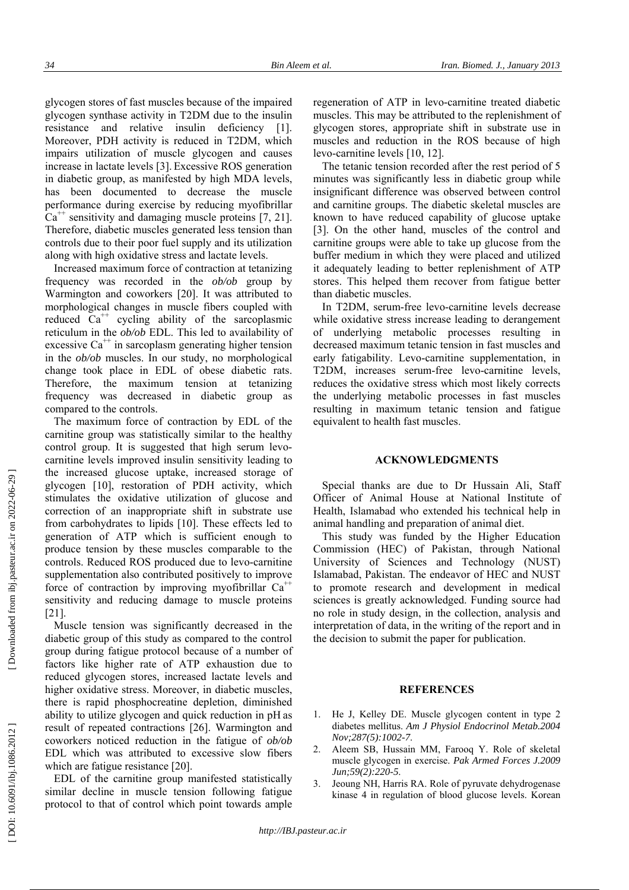glycogen stores of fast muscles because of the impaired glycogen synthase activity in T2DM due to the insulin resistance and relative insulin deficiency [1]. Moreover, PDH activity is reduced in T2DM, which impairs utilization of muscle glycogen and causes increase in lactate levels [3]. Excessive ROS generation in diabetic group, as manifested by high MDA levels, has been documented to decrease the muscle performance during exercise by reducing myofibrillar $Ca^{++}$ sensitivity and damaging muscle proteins [7, 21]. Therefore, diabetic muscles generated less tension than controls due to their poor fuel supply and its utilization along with high oxidative stress and lactate levels.

Increased maximum force of contraction at tetanizing frequency was recorded in the *ob/ob* group by Warmington and coworkers [20]. It was attributed to morphological changes in muscle fibers coupled with reduced $Ca^{++}$ cycling ability of the sarcoplasmic reticulum in the *ob/ob* EDL. This led to availability of excessive $Ca^{++}$ in sarcoplasm generating higher tension in the *ob/ob* muscles. In our study, no morphological change took place in EDL of obese diabetic rats. Therefore, the maximum tension at tetanizing frequency was decreased in diabetic group as compared to the controls.

The maximum force of contraction by EDL of the carnitine group was statistically similar to the healthy control group. It is suggested that high serum levo-carnitine levels improved insulin sensitivity leading to the increased glucose uptake, increased storage of glycogen [10], restoration of PDH activity, which stimulates the oxidative utilization of glucose and correction of an inappropriate shift in substrate use from carbohydrates to lipids [10]. These effects led to generation of ATP which is sufficient enough to produce tension by these muscles comparable to the controls. Reduced ROS produced due to levo-carnitine supplementation also contributed positively to improve force of contraction by improving myofibrillar $Ca^{++}$ sensitivity and reducing damage to muscle proteins [21].

Muscle tension was significantly decreased in the diabetic group of this study as compared to the control group during fatigue protocol because of a number of factors like higher rate of ATP exhaustion due to reduced glycogen stores, increased lactate levels and higher oxidative stress. Moreover, in diabetic muscles, there is rapid phosphocreatine depletion, diminished ability to utilize glycogen and quick reduction in pH as result of repeated contractions [26]. Warmington and coworkers noticed reduction in the fatigue of *ob/ob* EDL which was attributed to excessive slow fibers which are fatigue resistance [20].

EDL of the carnitine group manifested statistically similar decline in muscle tension following fatigue protocol to that of control which point towards ample regeneration of ATP in levo-carnitine treated diabetic muscles. This may be attributed to the replenishment of glycogen stores, appropriate shift in substrate use in muscles and reduction in the ROS because of high levo-carnitine levels [10, 12].

The tetanic tension recorded after the rest period of 5 minutes was significantly less in diabetic group while insignificant difference was observed between control and carnitine groups. The diabetic skeletal muscles are known to have reduced capability of glucose uptake [3]. On the other hand, muscles of the control and carnitine groups were able to take up glucose from the buffer medium in which they were placed and utilized it adequately leading to better replenishment of ATP stores. This helped them recover from fatigue better than diabetic muscles.

In T2DM, serum-free levo-carnitine levels decrease while oxidative stress increase leading to derangement of underlying metabolic processes resulting in decreased maximum tetanic tension in fast muscles and early fatigability. Levo-carnitine supplementation, in T2DM, increases serum-free levo-carnitine levels, reduces the oxidative stress which most likely corrects the underlying metabolic processes in fast muscles resulting in maximum tetanic tension and fatigue equivalent to health fast muscles.

## ACKNOWLEDGMENTS

Special thanks are due to Dr Hussain Ali, Staff Officer of Animal House at National Institute of Health, Islamabad who extended his technical help in animal handling and preparation of animal diet.

This study was funded by the Higher Education Commission (HEC) of Pakistan, through National University of Sciences and Technology (NUST) Islamabad, Pakistan. The endeavor of HEC and NUST to promote research and development in medical sciences is greatly acknowledged. Funding source had no role in study design, in the collection, analysis and interpretation of data, in the writing of the report and in the decision to submit the paper for publication.

## REFERENCES

1. He J, Kelley DE. Muscle glycogen content in type 2 diabetes mellitus. *Am J Physiol Endocrinol Metab.2004 Nov;287(5):1002-7*.
2. Aleem SB, Hussain MM, Farooq Y. Role of skeletal muscle glycogen in exercise. *Pak Armed Forces J.2009 Jun;59(2):220-5*.
3. Jeoung NH, Harris RA. Role of pyruvate dehydrogenase kinase 4 in regulation of blood glucose levels. Korean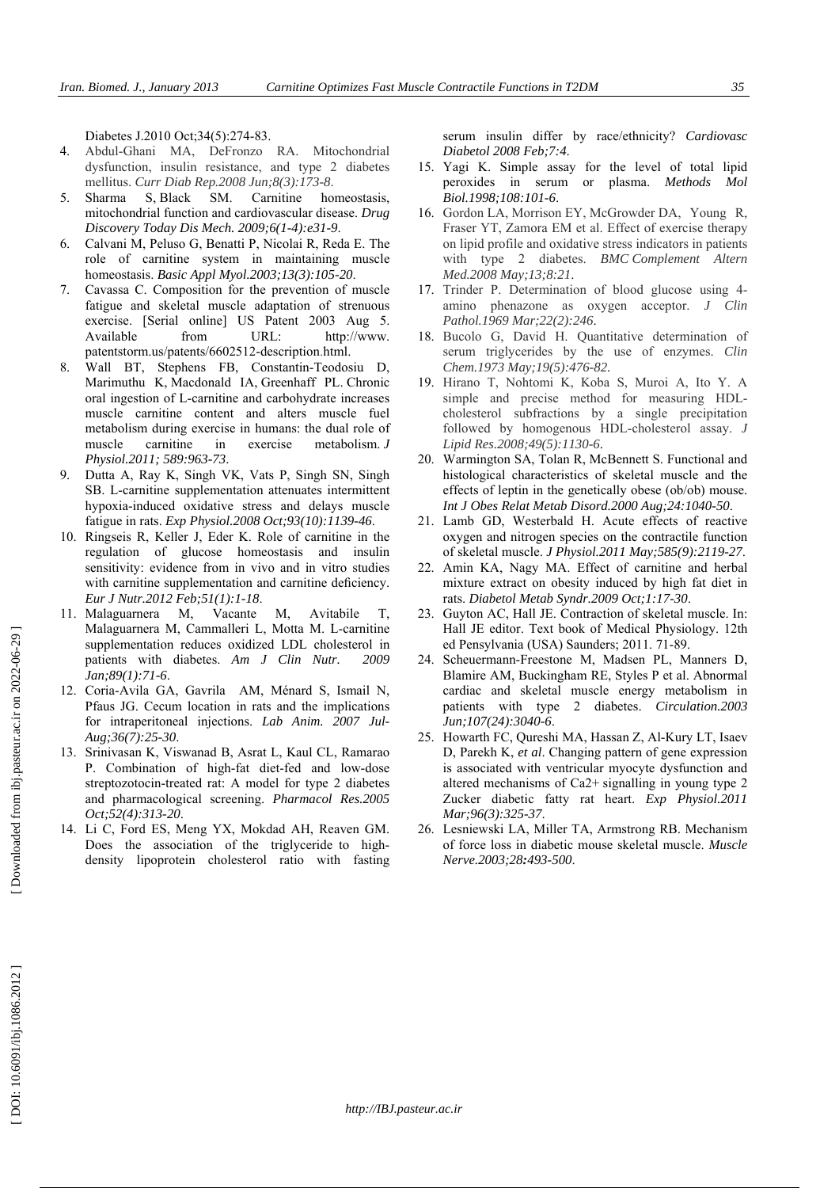Diabetes J.2010 Oct;34(5):274-83.

4. Abdul-Ghani MA, DeFronzo RA. Mitochondrial dysfunction, insulin resistance, and type 2 diabetes mellitus. *Curr Diab Rep.2008 Jun;8(3):173-8*.
5. Sharma S, Black SM. Carnitine homeostasis, mitochondrial function and cardiovascular disease. *Drug Discovery Today Dis Mech. 2009;6(1-4):e31-9*.
6. Calvani M, Peluso G, Benatti P, Nicolai R, Reda E. The role of carnitine system in maintaining muscle homeostasis. *Basic Appl Myol.2003;13(3):105-20*.
7. Cavassa C. Composition for the prevention of muscle fatigue and skeletal muscle adaptation of strenuous exercise. [Serial online] US Patent 2003 Aug 5. Available from URL: http://www.patentstorm.us/patents/6602512-description.html.
8. Wall BT, Stephens FB, Constantin-Teodosiu D, Marimuthu K, Macdonald IA, Greenhaff PL. Chronic oral ingestion of L-carnitine and carbohydrate increases muscle carnitine content and alters muscle fuel metabolism during exercise in humans: the dual role of muscle carnitine in exercise metabolism. *J Physiol.2011; 589:963-73*.
9. Dutta A, Ray K, Singh VK, Vats P, Singh SN, Singh SB. L-carnitine supplementation attenuates intermittent hypoxia-induced oxidative stress and delays muscle fatigue in rats. *Exp Physiol.2008 Oct;93(10):1139-46*.
10. Ringseis R, Keller J, Eder K. Role of carnitine in the regulation of glucose homeostasis and insulin sensitivity: evidence from in vivo and in vitro studies with carnitine supplementation and carnitine deficiency. *Eur J Nutr.2012 Feb;51(1):1-18*.
11. Malaguarnera M, Vacante M, Avitabile T, Malaguarnera M, Cammalleri L, Motta M. L-carnitine supplementation reduces oxidized LDL cholesterol in patients with diabetes. *Am J Clin Nutr. 2009 Jan;89(1):71-6*.
12. Coria-Avila GA, Gavrila AM, Ménard S, Ismail N, Pfaus JG. Cecum location in rats and the implications for intraperitoneal injections. *Lab Anim. 2007 Jul-Aug;36(7):25-30*.
13. Srinivasan K, Viswanad B, Asrat L, Kaul CL, Ramarao P. Combination of high-fat diet-fed and low-dose streptozotocin-treated rat: A model for type 2 diabetes and pharmacological screening. *Pharmacol Res.2005 Oct;52(4):313-20*.
14. Li C, Ford ES, Meng YX, Mokdad AH, Reaven GM. Does the association of the triglyceride to high-density lipoprotein cholesterol ratio with fasting serum insulin differ by race/ethnicity? *Cardiovasc Diabetol 2008 Feb;7:4*.
15. Yagi K. Simple assay for the level of total lipid peroxides in serum or plasma. *Methods Mol Biol.1998;108:101-6*.
16. Gordon LA, Morrison EY, McGrowder DA, Young R, Fraser YT, Zamora EM et al. Effect of exercise therapy on lipid profile and oxidative stress indicators in patients with type 2 diabetes. *BMC Complement Altern Med.2008 May;13;8:21*.
17. Trinder P. Determination of blood glucose using 4-amino phenazone as oxygen acceptor. *J Clin Pathol.1969 Mar;22(2):246*.
18. Bucolo G, David H. Quantitative determination of serum triglycerides by the use of enzymes. *Clin Chem.1973 May;19(5):476-82*.
19. Hirano T, Nohtomi K, Koba S, Muroi A, Ito Y. A simple and precise method for measuring HDL-cholesterol subfractions by a single precipitation followed by homogenous HDL-cholesterol assay. *J Lipid Res.2008;49(5):1130-6*.
20. Warmington SA, Tolan R, McBennett S. Functional and histological characteristics of skeletal muscle and the effects of leptin in the genetically obese (ob/ob) mouse. *Int J Obes Relat Metab Disord.2000 Aug;24:1040-50*.
21. Lamb GD, Westerbald H. Acute effects of reactive oxygen and nitrogen species on the contractile function of skeletal muscle. *J Physiol.2011 May;585(9):2119-27*.
22. Amin KA, Nagy MA. Effect of carnitine and herbal mixture extract on obesity induced by high fat diet in rats. *Diabetol Metab Syndr.2009 Oct;1:17-30*.
23. Guyton AC, Hall JE. Contraction of skeletal muscle. In: Hall JE editor. Text book of Medical Physiology. 12th ed Pensylvania (USA) Saunders; 2011. 71-89.
24. Scheuermann-Freestone M, Madsen PL, Manners D, Blamire AM, Buckingham RE, Styles P et al. Abnormal cardiac and skeletal muscle energy metabolism in patients with type 2 diabetes. *Circulation.2003 Jun;107(24):3040-6*.
25. Howarth FC, Qureshi MA, Hassan Z, Al-Kury LT, Isaev D, Parekh K, *et al*. Changing pattern of gene expression is associated with ventricular myocyte dysfunction and altered mechanisms of $Ca^{2+}$ signalling in young type 2 Zucker diabetic fatty rat heart. *Exp Physiol.2011 Mar;96(3):325-37*.
26. Lesniewski LA, Miller TA, Armstrong RB. Mechanism of force loss in diabetic mouse skeletal muscle. *Muscle Nerve.2003;28:493-500*.